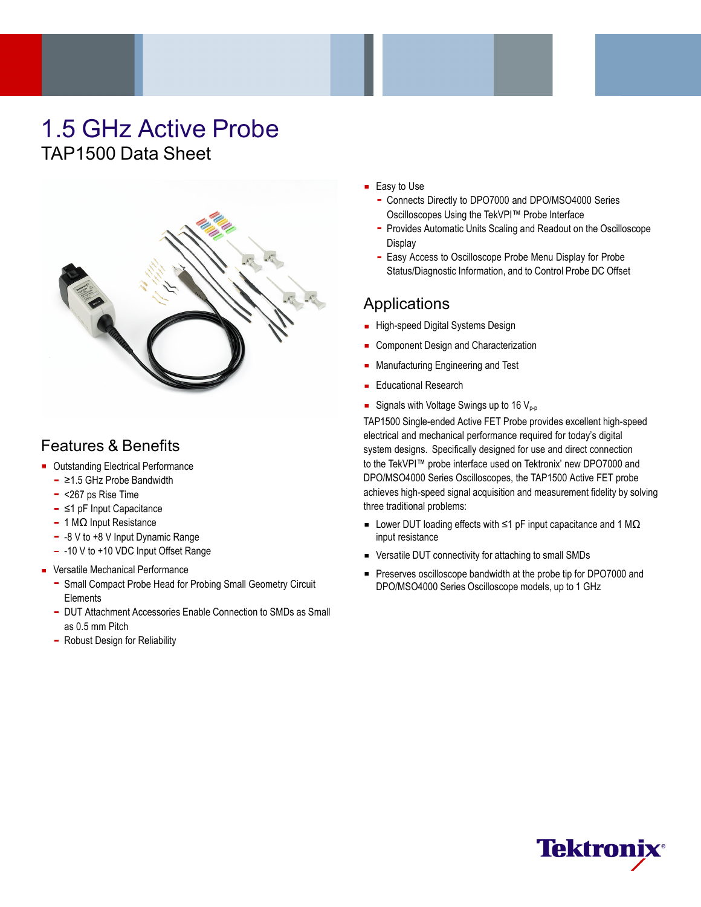# 1.5 GHz Active Probe

## TAP1500 Data Sheet

## Features & Benefits

- Outstanding Electrical Performance
  - ≥1.5 GHz Probe Bandwidth
  - <267 ps Rise Time
  - ≤1 pF Input Capacitance
  - 1 MΩ Input Resistance
  - -8 V to +8 V Input Dynamic Range
  - -10 V to +10 VDC Input Offset Range
- Versatile Mechanical Performance
  - Small Compact Probe Head for Probing Small Geometry Circuit Elements
  - DUT Attachment Accessories Enable Connection to SMDs as Small as 0.5 mm Pitch
  - Robust Design for Reliability
- Easy to Use
  - Connects Directly to DPO7000 and DPO/MSO4000 Series Oscilloscopes Using the TekVPI™ Probe Interface
  - Provides Automatic Units Scaling and Readout on the Oscilloscope Display
  - Easy Access to Oscilloscope Probe Menu Display for Probe Status/Diagnostic Information, and to Control Probe DC Offset

## Applications

- High-speed Digital Systems Design
- Component Design and Characterization
- Manufacturing Engineering and Test
- Educational Research
- Signals with Voltage Swings up to 16 $V_{p-p}$

TAP1500 Single-ended Active FET Probe provides excellent high-speed electrical and mechanical performance required for today's digital system designs. Specifically designed for use and direct connection to the TekVPI™ probe interface used on Tektronix' new DPO7000 and DPO/MSO4000 Series Oscilloscopes, the TAP1500 Active FET probe achieves high-speed signal acquisition and measurement fidelity by solving three traditional problems:

- Lower DUT loading effects with ≤1 pF input capacitance and 1 MΩ input resistance
- Versatile DUT connectivity for attaching to small SMDs
- Preserves oscilloscope bandwidth at the probe tip for DPO7000 and DPO/MSO4000 Series Oscilloscope models, up to 1 GHz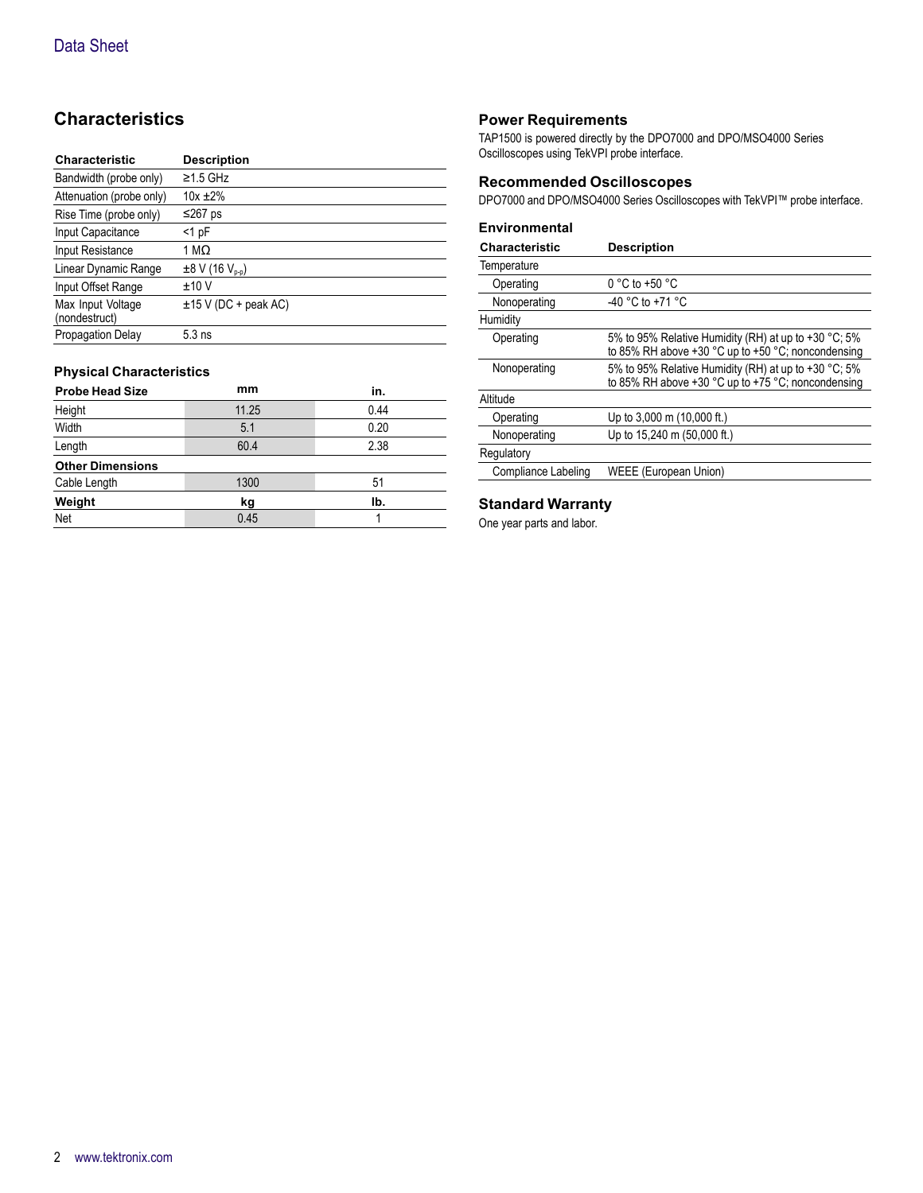## Characteristics

| Characteristic | Description |
|---|---|
| Bandwidth (probe only) | ≥1.5 GHz |
| Attenuation (probe only) | 10x ±2% |
| Rise Time (probe only) | ≤267 ps |
| Input Capacitance | <1 pF |
| Input Resistance | 1 MΩ |
| Linear Dynamic Range | ±8 V (16 $V_{p-p}$) |
| Input Offset Range | ±10 V |
| Max Input Voltage (nondestruct) | ±15 V (DC + peak AC) |
| Propagation Delay | 5.3 ns |

### Physical Characteristics

| Probe Head Size | mm | in. |
|---|---|---|
| Height | 11.25 | 0.44 |
| Width | 5.1 | 0.20 |
| Length | 60.4 | 2.38 |
| **Other Dimensions** | | |
| Cable Length | 1300 | 51 |
| **Weight** | **kg** | **lb.** |
| Net | 0.45 | 1 |

### Power Requirements

TAP1500 is powered directly by the DPO7000 and DPO/MSO4000 Series Oscilloscopes using TekVPI probe interface.

### Recommended Oscilloscopes

DPO7000 and DPO/MSO4000 Series Oscilloscopes with TekVPI™ probe interface.

### Environmental

| Characteristic | Description |
|---|---|
| Temperature | |
| Operating | 0 °C to +50 °C |
| Nonoperating | -40 °C to +71 °C |
| Humidity | |
| Operating | 5% to 95% Relative Humidity (RH) at up to +30 °C; 5% to 85% RH above +30 °C up to +50 °C; noncondensing |
| Nonoperating | 5% to 95% Relative Humidity (RH) at up to +30 °C; 5% to 85% RH above +30 °C up to +75 °C; noncondensing |
| Altitude | |
| Operating | Up to 3,000 m (10,000 ft.) |
| Nonoperating | Up to 15,240 m (50,000 ft.) |
| Regulatory | |
| Compliance Labeling | WEEE (European Union) |

### Standard Warranty

One year parts and labor.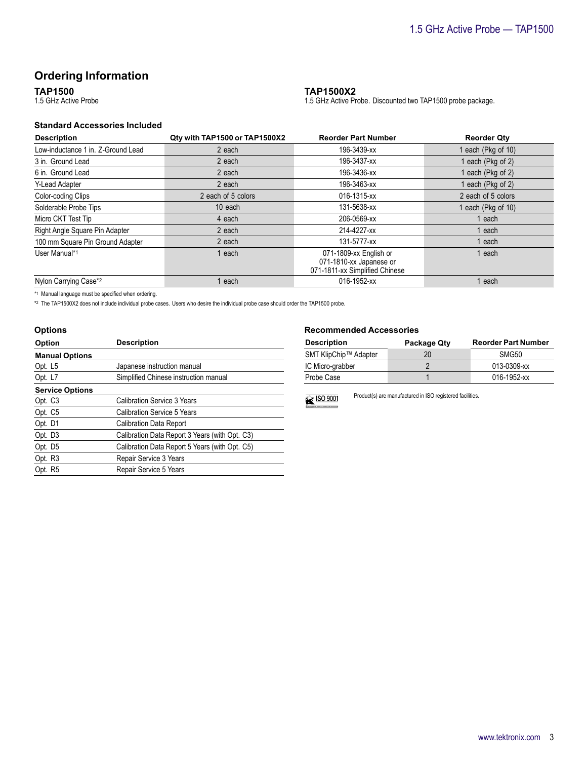## Ordering Information

### TAP1500

1.5 GHz Active Probe

### TAP1500X2

1.5 GHz Active Probe. Discounted two TAP1500 probe package.

#### Standard Accessories Included

| Description | Qty with TAP1500 or TAP1500X2 | Reorder Part Number | Reorder Qty |
|---|---|---|---|
| Low-inductance 1 in. Z-Ground Lead | 2 each | 196-3439-xx | 1 each (Pkg of 10) |
| 3 in. Ground Lead | 2 each | 196-3437-xx | 1 each (Pkg of 2) |
| 6 in. Ground Lead | 2 each | 196-3436-xx | 1 each (Pkg of 2) |
| Y-Lead Adapter | 2 each | 196-3463-xx | 1 each (Pkg of 2) |
| Color-coding Clips | 2 each of 5 colors | 016-1315-xx | 2 each of 5 colors |
| Solderable Probe Tips | 10 each | 131-5638-xx | 1 each (Pkg of 10) |
| Micro CKT Test Tip | 4 each | 206-0569-xx | 1 each |
| Right Angle Square Pin Adapter | 2 each | 214-4227-xx | 1 each |
| 100 mm Square Pin Ground Adapter | 2 each | 131-5777-xx | 1 each |
| User Manual*1 | 1 each | 071-1809-xx English or 071-1810-xx Japanese or 071-1811-xx Simplified Chinese | 1 each |
| Nylon Carrying Case*2 | 1 each | 016-1952-xx | 1 each |

*1 Manual language must be specified when ordering.

*2 The TAP1500X2 does not include individual probe cases. Users who desire the individual probe case should order the TAP1500 probe.

#### Options

| Option | Description |
|---|---|
| **Manual Options** | |
| Opt. L5 | Japanese instruction manual |
| Opt. L7 | Simplified Chinese instruction manual |
| **Service Options** | |
| Opt. C3 | Calibration Service 3 Years |
| Opt. C5 | Calibration Service 5 Years |
| Opt. D1 | Calibration Data Report |
| Opt. D3 | Calibration Data Report 3 Years (with Opt. C3) |
| Opt. D5 | Calibration Data Report 5 Years (with Opt. C5) |
| Opt. R3 | Repair Service 3 Years |
| Opt. R5 | Repair Service 5 Years |

#### Recommended Accessories

| Description | Package Qty | Reorder Part Number |
|---|---|---|
| SMT KlipChip™ Adapter | 20 | SMG50 |
| IC Micro-grabber | 2 | 013-0309-xx |
| Probe Case | 1 | 016-1952-xx |

ISO 9001

Product(s) are manufactured in ISO registered facilities.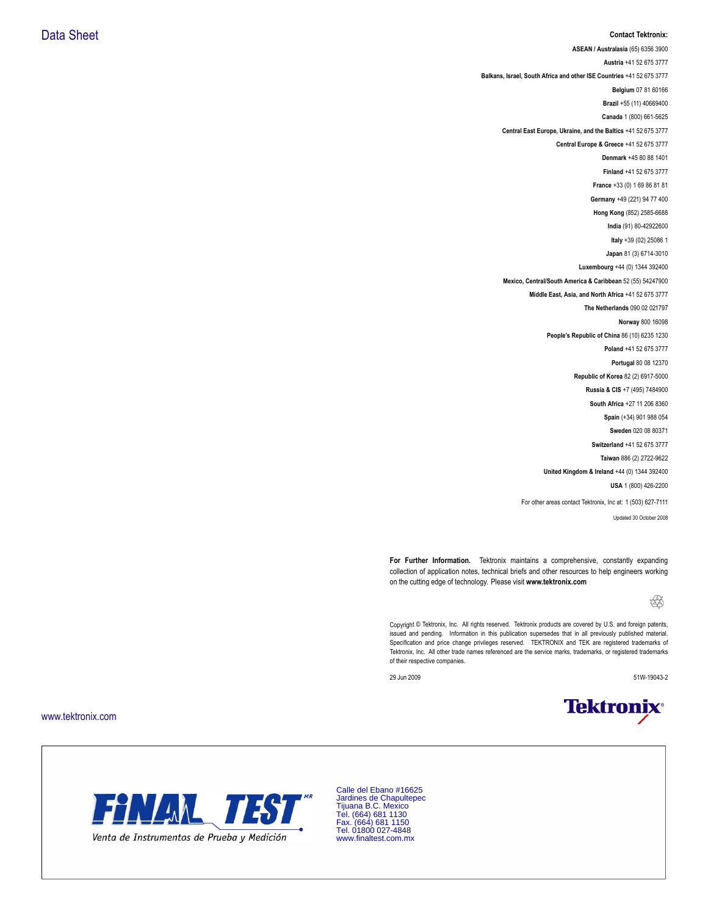**Contact Tektronix:**

**ASEAN / Australasia** (65) 6356 3900

**Austria** +41 52 675 3777

**Balkans, Israel, South Africa and other ISE Countries** +41 52 675 3777

**Belgium** 07 81 60166

**Brazil** +55 (11) 40669400

**Canada** 1 (800) 661-5625

**Central East Europe, Ukraine, and the Baltics** +41 52 675 3777

**Central Europe & Greece** +41 52 675 3777

**Denmark** +45 80 88 1401

**Finland** +41 52 675 3777

**France** +33 (0) 1 69 86 81 81

**Germany** +49 (221) 94 77 400

**Hong Kong** (852) 2585-6688

**India** (91) 80-42922600

**Italy** +39 (02) 25086 1

**Japan** 81 (3) 6714-3010

**Luxembourg** +44 (0) 1344 392400

**Mexico, Central/South America & Caribbean** 52 (55) 54247900

**Middle East, Asia, and North Africa** +41 52 675 3777

**The Netherlands** 090 02 021797

**Norway** 800 16098

**People's Republic of China** 86 (10) 6235 1230

**Poland** +41 52 675 3777

**Portugal** 80 08 12370

**Republic of Korea** 82 (2) 6917-5000

**Russia & CIS** +7 (495) 7484900

**South Africa** +27 11 206 8360

**Spain** (+34) 901 988 054

**Sweden** 020 08 80371

**Switzerland** +41 52 675 3777

**Taiwan** 886 (2) 2722-9622

**United Kingdom & Ireland** +44 (0) 1344 392400

**USA** 1 (800) 426-2200

For other areas contact Tektronix, Inc at: 1 (503) 627-7111

Updated 30 October 2008

**For Further Information.** Tektronix maintains a comprehensive, constantly expanding collection of application notes, technical briefs and other resources to help engineers working on the cutting edge of technology. Please visit **www.tektronix.com**

Copyright © Tektronix, Inc. All rights reserved. Tektronix products are covered by U.S. and foreign patents, issued and pending. Information in this publication supersedes that in all previously published material. Specification and price change privileges reserved. TEKTRONIX and TEK are registered trademarks of Tektronix, Inc. All other trade names referenced are the service marks, trademarks, or registered trademarks of their respective companies.

29 Jun 2009 51W-19043-2

www.tektronix.com

FINAL TEST MR

Venta de Instrumentos de Prueba y Medición

Calle del Ebano #16625
Jardines de Chapultepec
Tijuana B.C. Mexico
Tel. (664) 681 1130
Fax. (664) 681 1150
Tel. 01800 027-4848
www.finaltest.com.mx